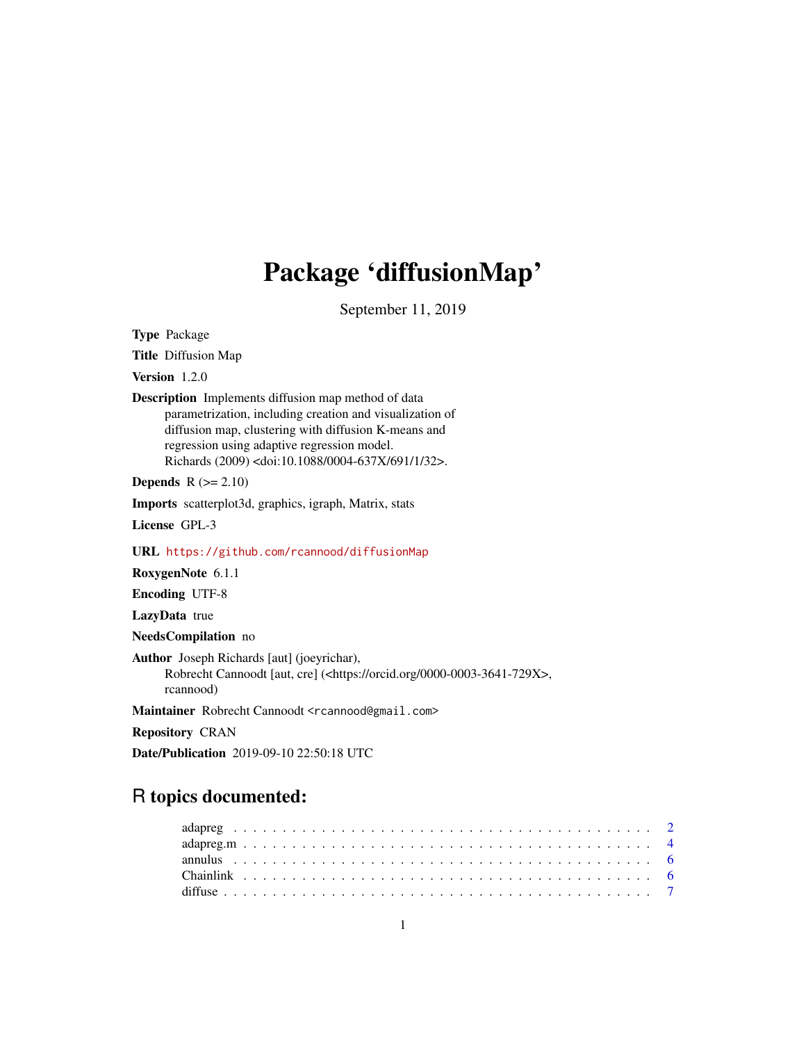# Package 'diffusionMap'

September 11, 2019

**Type** Package

**Title** Diffusion Map

**Version** 1.2.0

**Description** Implements diffusion map method of data parametrization, including creation and visualization of diffusion map, clustering with diffusion K-means and regression using adaptive regression model. Richards (2009) <doi:10.1088/0004-637X/691/1/32>.

**Depends** R (>= 2.10)

**Imports** scatterplot3d, graphics, igraph, Matrix, stats

**License** GPL-3

**URL** https://github.com/rcannood/diffusionMap

**RoxygenNote** 6.1.1

**Encoding** UTF-8

**LazyData** true

**NeedsCompilation** no

**Author** Joseph Richards [aut] (joeyrichar), Robrecht Cannoodt [aut, cre] (<https://orcid.org/0000-0003-3641-729X>, rcannood)

**Maintainer** Robrecht Cannoodt <rcannood@gmail.com>

**Repository** CRAN

**Date/Publication** 2019-09-10 22:50:18 UTC

## R topics documented:

- adapreg . . . . . . . . . . . . . . . . . . . . . . . . . . . . . . . . . . . . . . . . . 2
- adapreg.m . . . . . . . . . . . . . . . . . . . . . . . . . . . . . . . . . . . . . . . 4
- annulus . . . . . . . . . . . . . . . . . . . . . . . . . . . . . . . . . . . . . . . . . 6
- Chainlink . . . . . . . . . . . . . . . . . . . . . . . . . . . . . . . . . . . . . . . . 6
- diffuse . . . . . . . . . . . . . . . . . . . . . . . . . . . . . . . . . . . . . . . . . 7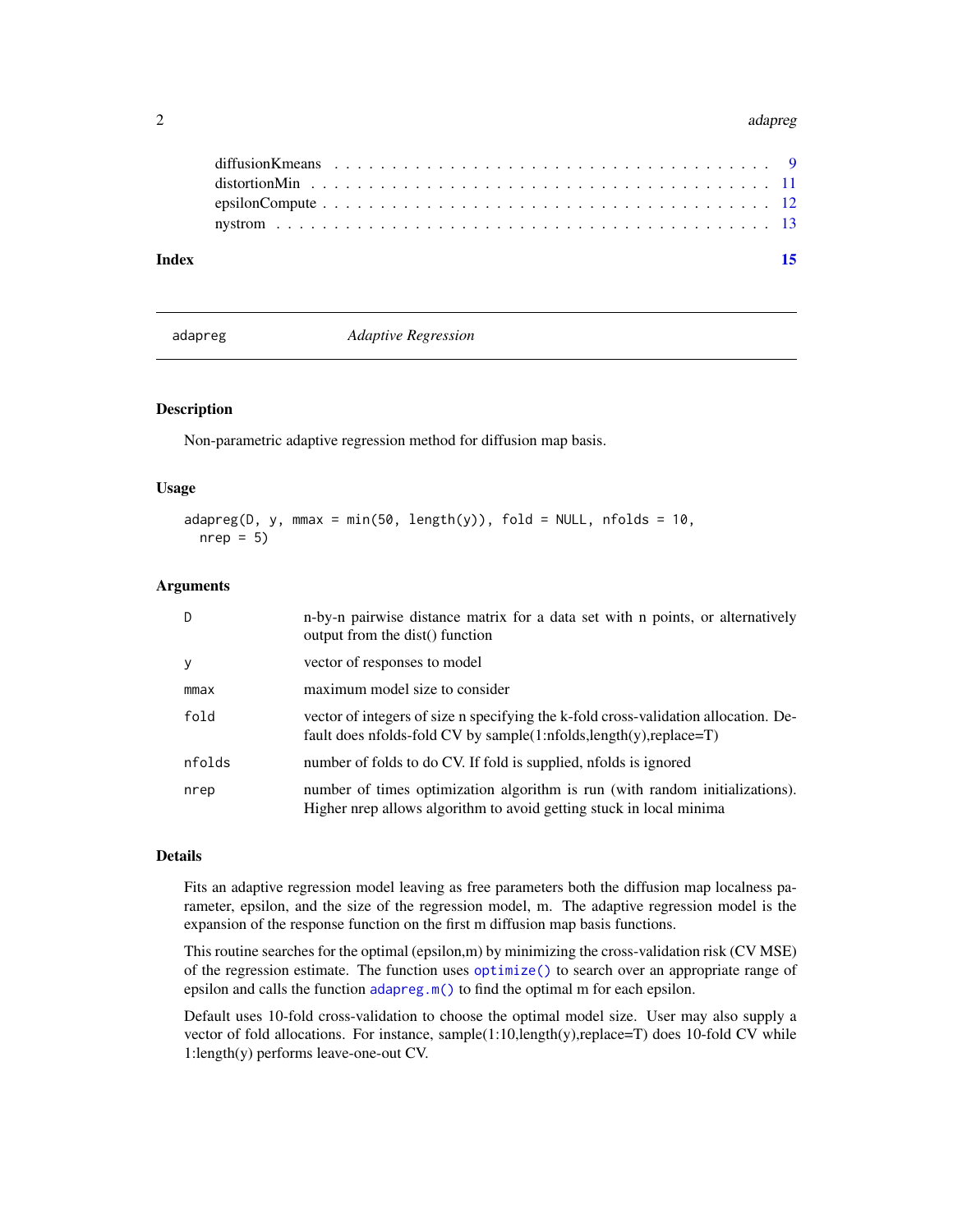| | |
|---|---|
| diffusionKmeans | 9 |
| distortionMin | 11 |
| epsilonCompute | 12 |
| nystrom | 13 |

**Index** 15

---

`adapreg` *Adaptive Regression*

---

### Description

Non-parametric adaptive regression method for diffusion map basis.

### Usage

```
adapreg(D, y, mmax = min(50, length(y)), fold = NULL, nfolds = 10,
  nrep = 5)
```

### Arguments

| | |
|---|---|
| `D` | n-by-n pairwise distance matrix for a data set with n points, or alternatively output from the dist() function |
| `y` | vector of responses to model |
| `mmax` | maximum model size to consider |
| `fold` | vector of integers of size n specifying the k-fold cross-validation allocation. Default does nfolds-fold CV by sample(1:nfolds,length(y),replace=T) |
| `nfolds` | number of folds to do CV. If fold is supplied, nfolds is ignored |
| `nrep` | number of times optimization algorithm is run (with random initializations). Higher nrep allows algorithm to avoid getting stuck in local minima |

### Details

Fits an adaptive regression model leaving as free parameters both the diffusion map localness parameter, epsilon, and the size of the regression model, m. The adaptive regression model is the expansion of the response function on the first m diffusion map basis functions.

This routine searches for the optimal (epsilon,m) by minimizing the cross-validation risk (CV MSE) of the regression estimate. The function uses `optimize()` to search over an appropriate range of epsilon and calls the function `adapreg.m()` to find the optimal m for each epsilon.

Default uses 10-fold cross-validation to choose the optimal model size. User may also supply a vector of fold allocations. For instance, sample(1:10,length(y),replace=T) does 10-fold CV while 1:length(y) performs leave-one-out CV.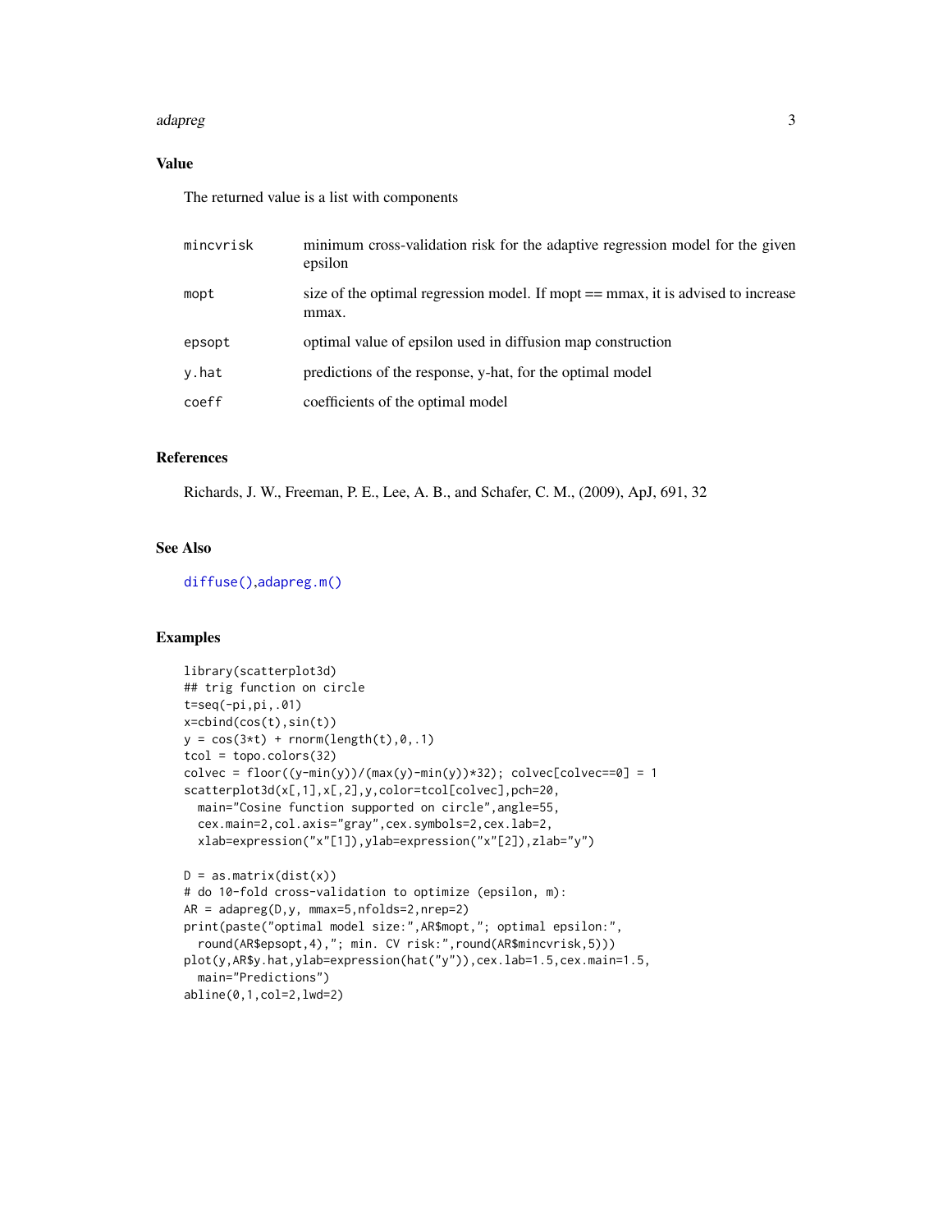## Value

The returned value is a list with components

| | |
|---|---|
| mincvrisk | minimum cross-validation risk for the adaptive regression model for the given epsilon |
| mopt | size of the optimal regression model. If mopt == mmax, it is advised to increase mmax. |
| epsopt | optimal value of epsilon used in diffusion map construction |
| y.hat | predictions of the response, y-hat, for the optimal model |
| coeff | coefficients of the optimal model |

## References

Richards, J. W., Freeman, P. E., Lee, A. B., and Schafer, C. M., (2009), ApJ, 691, 32

## See Also

diffuse(),adapreg.m()

## Examples

```
library(scatterplot3d)
## trig function on circle
t=seq(-pi,pi,.01)
x=cbind(cos(t),sin(t))
y = cos(3*t) + rnorm(length(t),0,.1)
tcol = topo.colors(32)
colvec = floor((y-min(y))/(max(y)-min(y))*32); colvec[colvec==0] = 1
scatterplot3d(x[,1],x[,2],y,color=tcol[colvec],pch=20,
  main="Cosine function supported on circle",angle=55,
  cex.main=2,col.axis="gray",cex.symbols=2,cex.lab=2,
  xlab=expression("x"[1]),ylab=expression("x"[2]),zlab="y")

D = as.matrix(dist(x))
# do 10-fold cross-validation to optimize (epsilon, m):
AR = adapreg(D,y, mmax=5,nfolds=2,nrep=2)
print(paste("optimal model size:",AR$mopt,"; optimal epsilon:",
  round(AR$epsopt,4),"; min. CV risk:",round(AR$mincvrisk,5)))
plot(y,AR$y.hat,ylab=expression(hat("y")),cex.lab=1.5,cex.main=1.5,
  main="Predictions")
abline(0,1,col=2,lwd=2)
```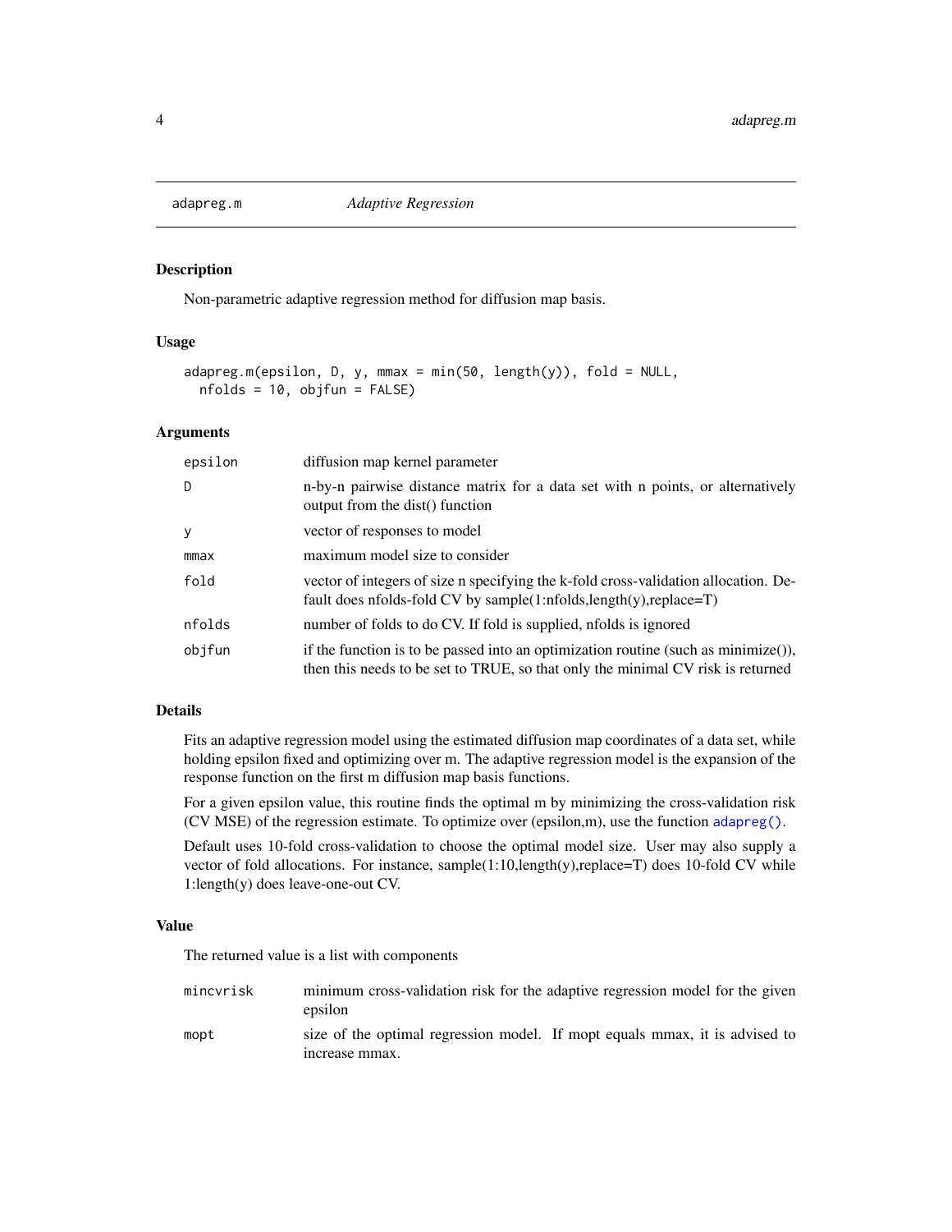# adapreg.m — *Adaptive Regression*

## Description

Non-parametric adaptive regression method for diffusion map basis.

## Usage

```
adapreg.m(epsilon, D, y, mmax = min(50, length(y)), fold = NULL,
  nfolds = 10, objfun = FALSE)
```

## Arguments

| | |
|---|---|
| epsilon | diffusion map kernel parameter |
| D | n-by-n pairwise distance matrix for a data set with n points, or alternatively output from the dist() function |
| y | vector of responses to model |
| mmax | maximum model size to consider |
| fold | vector of integers of size n specifying the k-fold cross-validation allocation. Default does nfolds-fold CV by sample(1:nfolds,length(y),replace=T) |
| nfolds | number of folds to do CV. If fold is supplied, nfolds is ignored |
| objfun | if the function is to be passed into an optimization routine (such as minimize()), then this needs to be set to TRUE, so that only the minimal CV risk is returned |

## Details

Fits an adaptive regression model using the estimated diffusion map coordinates of a data set, while holding epsilon fixed and optimizing over m. The adaptive regression model is the expansion of the response function on the first m diffusion map basis functions.

For a given epsilon value, this routine finds the optimal m by minimizing the cross-validation risk (CV MSE) of the regression estimate. To optimize over (epsilon,m), use the function `adapreg()`.

Default uses 10-fold cross-validation to choose the optimal model size. User may also supply a vector of fold allocations. For instance, sample(1:10,length(y),replace=T) does 10-fold CV while 1:length(y) does leave-one-out CV.

## Value

The returned value is a list with components

| | |
|---|---|
| mincvrisk | minimum cross-validation risk for the adaptive regression model for the given epsilon |
| mopt | size of the optimal regression model. If mopt equals mmax, it is advised to increase mmax. |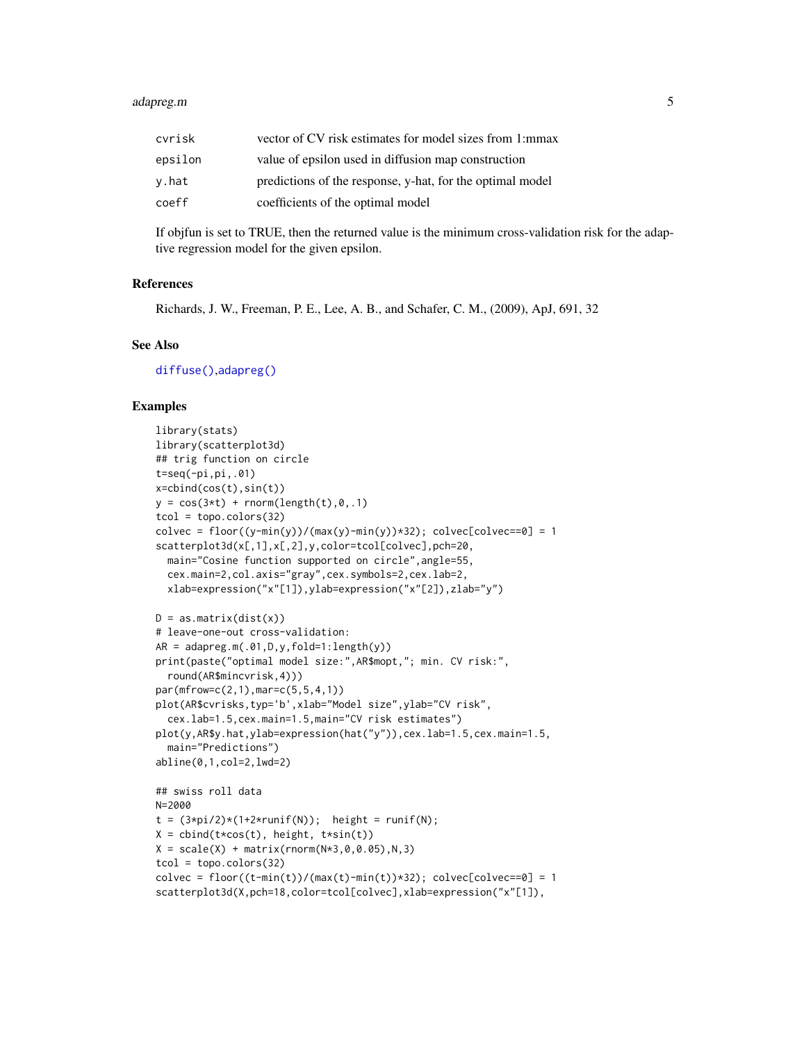| | |
|---|---|
| cvrisk | vector of CV risk estimates for model sizes from 1:mmax |
| epsilon | value of epsilon used in diffusion map construction |
| y.hat | predictions of the response, y-hat, for the optimal model |
| coeff | coefficients of the optimal model |

If objfun is set to TRUE, then the returned value is the minimum cross-validation risk for the adaptive regression model for the given epsilon.

## References

Richards, J. W., Freeman, P. E., Lee, A. B., and Schafer, C. M., (2009), ApJ, 691, 32

## See Also

diffuse(),adapreg()

## Examples

```
library(stats)
library(scatterplot3d)
## trig function on circle
t=seq(-pi,pi,.01)
x=cbind(cos(t),sin(t))
y = cos(3*t) + rnorm(length(t),0,.1)
tcol = topo.colors(32)
colvec = floor((y-min(y))/(max(y)-min(y))*32); colvec[colvec==0] = 1
scatterplot3d(x[,1],x[,2],y,color=tcol[colvec],pch=20,
  main="Cosine function supported on circle",angle=55,
  cex.main=2,col.axis="gray",cex.symbols=2,cex.lab=2,
  xlab=expression("x"[1]),ylab=expression("x"[2]),zlab="y")

D = as.matrix(dist(x))
# leave-one-out cross-validation:
AR = adapreg.m(.01,D,y,fold=1:length(y))
print(paste("optimal model size:",AR$mopt,"; min. CV risk:",
  round(AR$mincvrisk,4)))
par(mfrow=c(2,1),mar=c(5,5,4,1))
plot(AR$cvrisks,typ='b',xlab="Model size",ylab="CV risk",
  cex.lab=1.5,cex.main=1.5,main="CV risk estimates")
plot(y,AR$y.hat,ylab=expression(hat("y")),cex.lab=1.5,cex.main=1.5,
  main="Predictions")
abline(0,1,col=2,lwd=2)

## swiss roll data
N=2000
t = (3*pi/2)*(1+2*runif(N));  height = runif(N);
X = cbind(t*cos(t), height, t*sin(t))
X = scale(X) + matrix(rnorm(N*3,0,0.05),N,3)
tcol = topo.colors(32)
colvec = floor((t-min(t))/(max(t)-min(t))*32); colvec[colvec==0] = 1
scatterplot3d(X,pch=18,color=tcol[colvec],xlab=expression("x"[1]),
```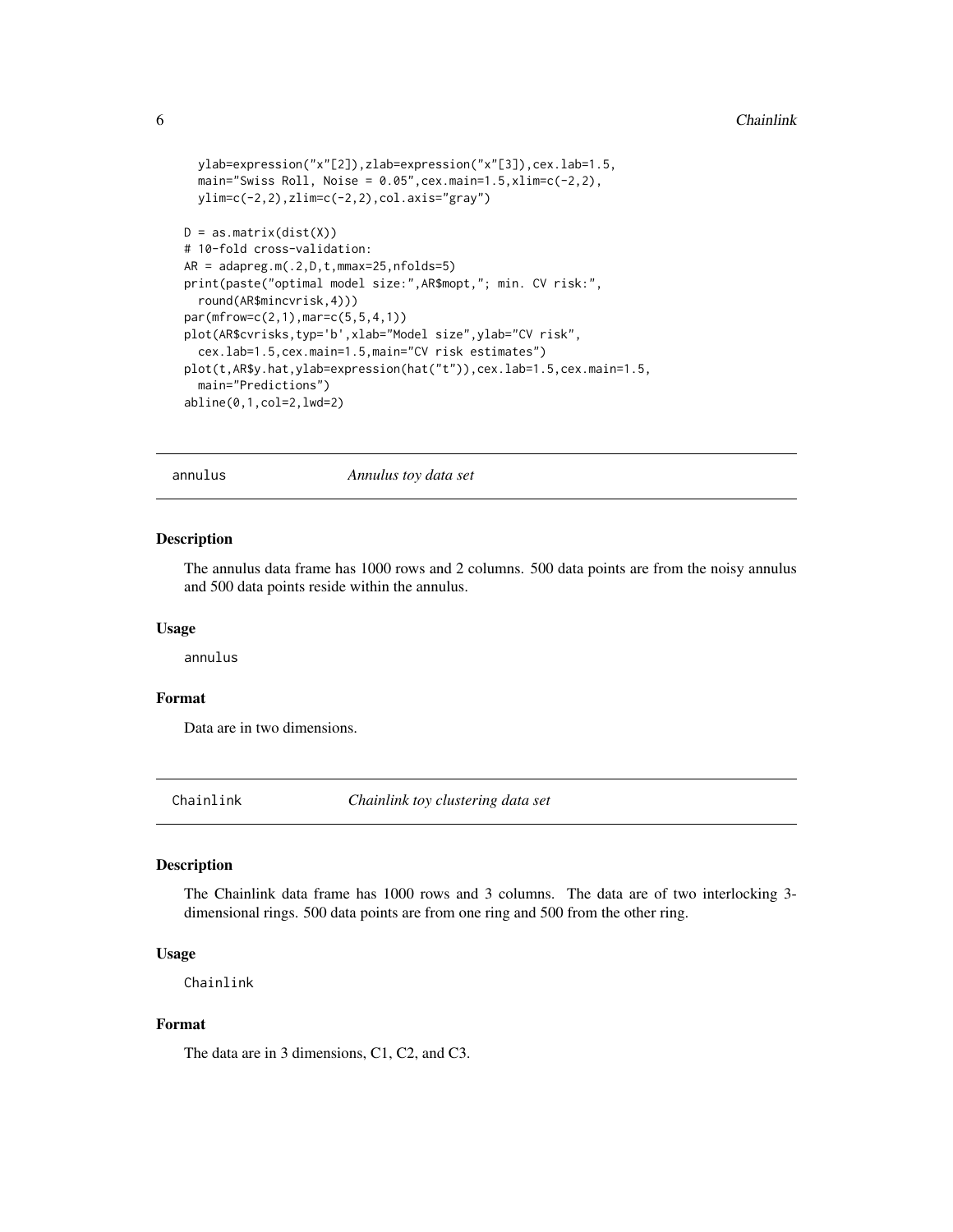```
  ylab=expression("x"[2]),zlab=expression("x"[3]),cex.lab=1.5,
  main="Swiss Roll, Noise = 0.05",cex.main=1.5,xlim=c(-2,2),
  ylim=c(-2,2),zlim=c(-2,2),col.axis="gray")

D = as.matrix(dist(X))
# 10-fold cross-validation:
AR = adapreg.m(.2,D,t,mmax=25,nfolds=5)
print(paste("optimal model size:",AR$mopt,"; min. CV risk:",
  round(AR$mincvrisk,4)))
par(mfrow=c(2,1),mar=c(5,5,4,1))
plot(AR$cvrisks,typ='b',xlab="Model size",ylab="CV risk",
  cex.lab=1.5,cex.main=1.5,main="CV risk estimates")
plot(t,AR$y.hat,ylab=expression(hat("t")),cex.lab=1.5,cex.main=1.5,
  main="Predictions")
abline(0,1,col=2,lwd=2)
```

## annulus — *Annulus toy data set*

### Description

The annulus data frame has 1000 rows and 2 columns. 500 data points are from the noisy annulus and 500 data points reside within the annulus.

### Usage

```
annulus
```

### Format

Data are in two dimensions.

## Chainlink — *Chainlink toy clustering data set*

### Description

The Chainlink data frame has 1000 rows and 3 columns. The data are of two interlocking 3-dimensional rings. 500 data points are from one ring and 500 from the other ring.

### Usage

```
Chainlink
```

### Format

The data are in 3 dimensions, C1, C2, and C3.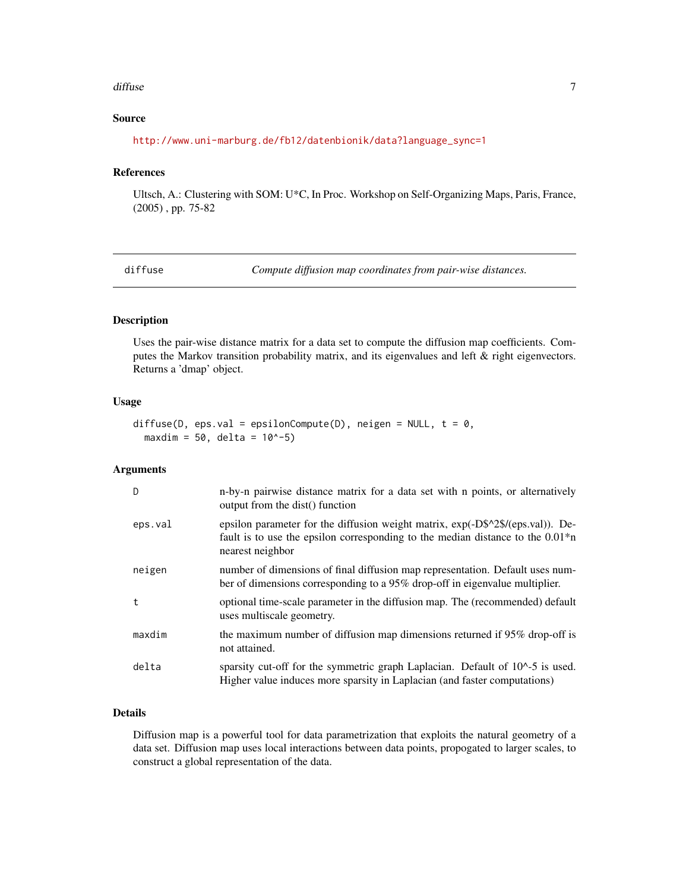## Source

http://www.uni-marburg.de/fb12/datenbionik/data?language_sync=1

## References

Ultsch, A.: Clustering with SOM: U*C, In Proc. Workshop on Self-Organizing Maps, Paris, France, (2005) , pp. 75-82

---

`diffuse` *Compute diffusion map coordinates from pair-wise distances.*

---

## Description

Uses the pair-wise distance matrix for a data set to compute the diffusion map coefficients. Computes the Markov transition probability matrix, and its eigenvalues and left & right eigenvectors. Returns a 'dmap' object.

## Usage

```
diffuse(D, eps.val = epsilonCompute(D), neigen = NULL, t = 0,
  maxdim = 50, delta = 10^-5)
```

## Arguments

| | |
|---|---|
| `D` | n-by-n pairwise distance matrix for a data set with n points, or alternatively output from the dist() function |
| `eps.val` | epsilon parameter for the diffusion weight matrix, exp(-D$^2$/(eps.val)). Default is to use the epsilon corresponding to the median distance to the 0.01*n nearest neighbor |
| `neigen` | number of dimensions of final diffusion map representation. Default uses number of dimensions corresponding to a 95% drop-off in eigenvalue multiplier. |
| `t` | optional time-scale parameter in the diffusion map. The (recommended) default uses multiscale geometry. |
| `maxdim` | the maximum number of diffusion map dimensions returned if 95% drop-off is not attained. |
| `delta` | sparsity cut-off for the symmetric graph Laplacian. Default of 10^-5 is used. Higher value induces more sparsity in Laplacian (and faster computations) |

## Details

Diffusion map is a powerful tool for data parametrization that exploits the natural geometry of a data set. Diffusion map uses local interactions between data points, propogated to larger scales, to construct a global representation of the data.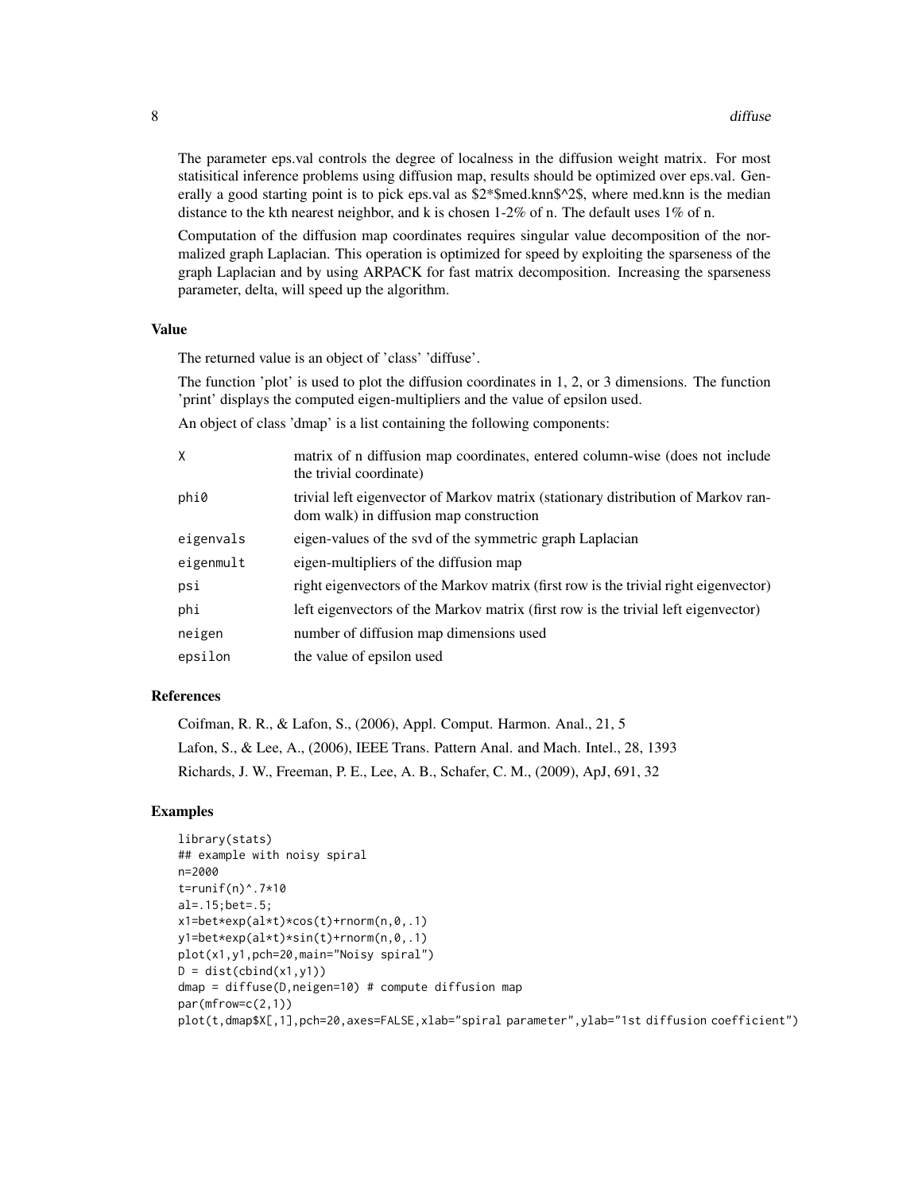The parameter eps.val controls the degree of localness in the diffusion weight matrix. For most statisitical inference problems using diffusion map, results should be optimized over eps.val. Generally a good starting point is to pick eps.val as $2*$med.knn$^2$, where med.knn is the median distance to the kth nearest neighbor, and k is chosen 1-2% of n. The default uses 1% of n.

Computation of the diffusion map coordinates requires singular value decomposition of the normalized graph Laplacian. This operation is optimized for speed by exploiting the sparseness of the graph Laplacian and by using ARPACK for fast matrix decomposition. Increasing the sparseness parameter, delta, will speed up the algorithm.

## Value

The returned value is an object of 'class' 'diffuse'.

The function 'plot' is used to plot the diffusion coordinates in 1, 2, or 3 dimensions. The function 'print' displays the computed eigen-multipliers and the value of epsilon used.

An object of class 'dmap' is a list containing the following components:

| | |
|---|---|
| `X` | matrix of n diffusion map coordinates, entered column-wise (does not include the trivial coordinate) |
| `phi0` | trivial left eigenvector of Markov matrix (stationary distribution of Markov random walk) in diffusion map construction |
| `eigenvals` | eigen-values of the svd of the symmetric graph Laplacian |
| `eigenmult` | eigen-multipliers of the diffusion map |
| `psi` | right eigenvectors of the Markov matrix (first row is the trivial right eigenvector) |
| `phi` | left eigenvectors of the Markov matrix (first row is the trivial left eigenvector) |
| `neigen` | number of diffusion map dimensions used |
| `epsilon` | the value of epsilon used |

## References

Coifman, R. R., & Lafon, S., (2006), Appl. Comput. Harmon. Anal., 21, 5

Lafon, S., & Lee, A., (2006), IEEE Trans. Pattern Anal. and Mach. Intel., 28, 1393

Richards, J. W., Freeman, P. E., Lee, A. B., Schafer, C. M., (2009), ApJ, 691, 32

## Examples

```
library(stats)
## example with noisy spiral
n=2000
t=runif(n)^.7*10
al=.15;bet=.5;
x1=bet*exp(al*t)*cos(t)+rnorm(n,0,.1)
y1=bet*exp(al*t)*sin(t)+rnorm(n,0,.1)
plot(x1,y1,pch=20,main="Noisy spiral")
D = dist(cbind(x1,y1))
dmap = diffuse(D,neigen=10) # compute diffusion map
par(mfrow=c(2,1))
plot(t,dmap$X[,1],pch=20,axes=FALSE,xlab="spiral parameter",ylab="1st diffusion coefficient")
```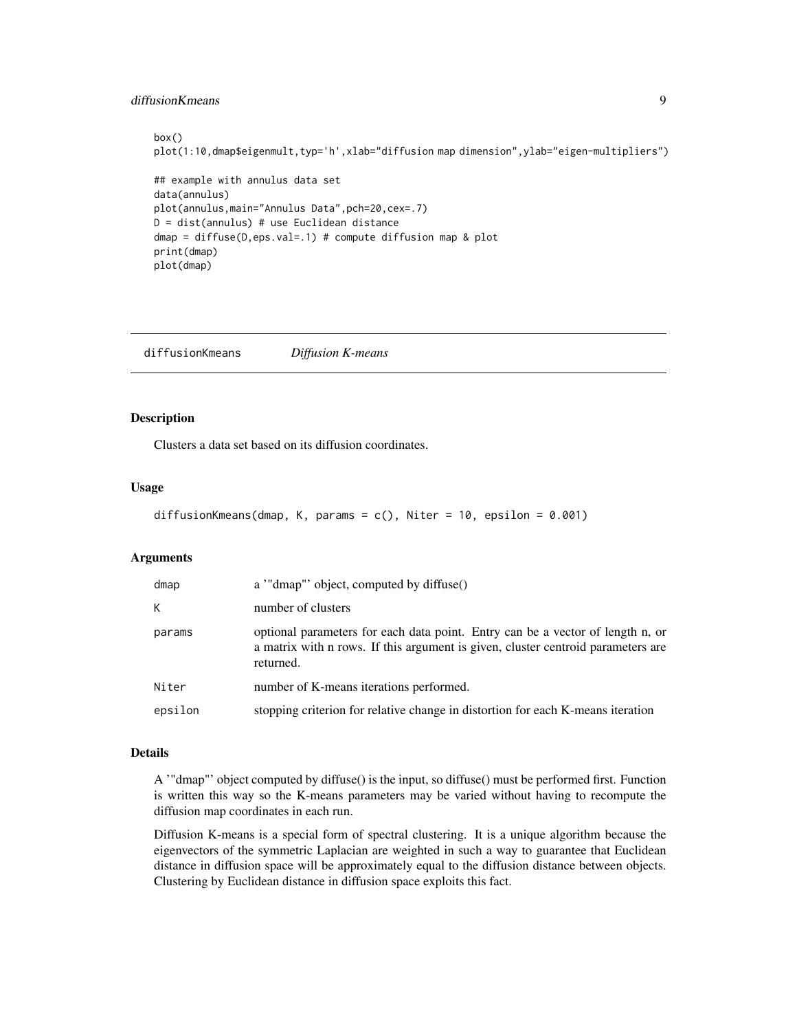```
box()
plot(1:10,dmap$eigenmult,typ='h',xlab="diffusion map dimension",ylab="eigen-multipliers")

## example with annulus data set
data(annulus)
plot(annulus,main="Annulus Data",pch=20,cex=.7)
D = dist(annulus) # use Euclidean distance
dmap = diffuse(D,eps.val=.1) # compute diffusion map & plot
print(dmap)
plot(dmap)
```

## diffusionKmeans — *Diffusion K-means*

### Description

Clusters a data set based on its diffusion coordinates.

### Usage

```
diffusionKmeans(dmap, K, params = c(), Niter = 10, epsilon = 0.001)
```

### Arguments

| | |
|---|---|
| dmap | a '"dmap"' object, computed by diffuse() |
| K | number of clusters |
| params | optional parameters for each data point. Entry can be a vector of length n, or a matrix with n rows. If this argument is given, cluster centroid parameters are returned. |
| Niter | number of K-means iterations performed. |
| epsilon | stopping criterion for relative change in distortion for each K-means iteration |

### Details

A '"dmap"' object computed by diffuse() is the input, so diffuse() must be performed first. Function is written this way so the K-means parameters may be varied without having to recompute the diffusion map coordinates in each run.

Diffusion K-means is a special form of spectral clustering. It is a unique algorithm because the eigenvectors of the symmetric Laplacian are weighted in such a way to guarantee that Euclidean distance in diffusion space will be approximately equal to the diffusion distance between objects. Clustering by Euclidean distance in diffusion space exploits this fact.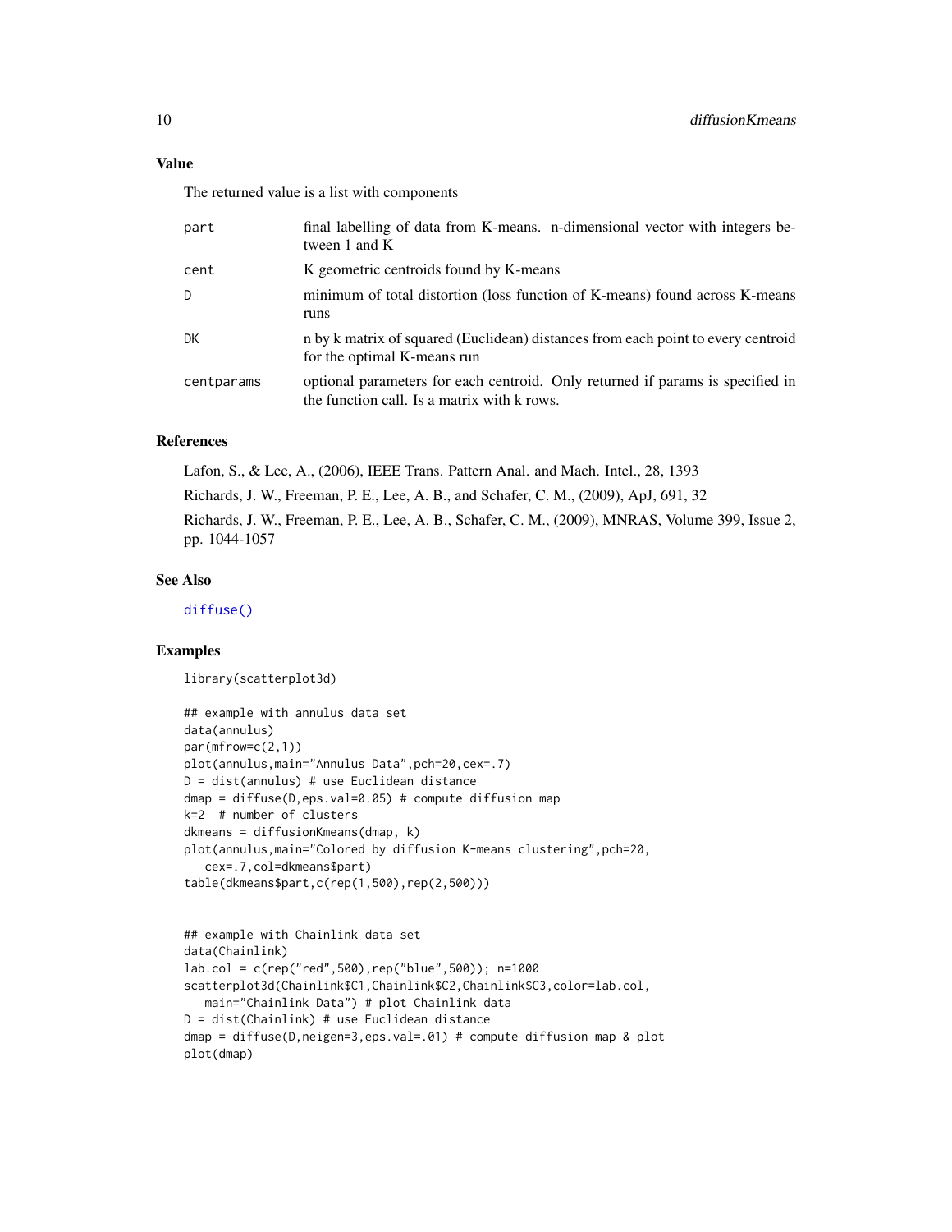## Value

The returned value is a list with components

| | |
|---|---|
| `part` | final labelling of data from K-means. n-dimensional vector with integers between 1 and K |
| `cent` | K geometric centroids found by K-means |
| `D` | minimum of total distortion (loss function of K-means) found across K-means runs |
| `DK` | n by k matrix of squared (Euclidean) distances from each point to every centroid for the optimal K-means run |
| `centparams` | optional parameters for each centroid. Only returned if params is specified in the function call. Is a matrix with k rows. |

## References

Lafon, S., & Lee, A., (2006), IEEE Trans. Pattern Anal. and Mach. Intel., 28, 1393

Richards, J. W., Freeman, P. E., Lee, A. B., and Schafer, C. M., (2009), ApJ, 691, 32

Richards, J. W., Freeman, P. E., Lee, A. B., Schafer, C. M., (2009), MNRAS, Volume 399, Issue 2, pp. 1044-1057

## See Also

`diffuse()`

## Examples

```
library(scatterplot3d)

## example with annulus data set
data(annulus)
par(mfrow=c(2,1))
plot(annulus,main="Annulus Data",pch=20,cex=.7)
D = dist(annulus) # use Euclidean distance
dmap = diffuse(D,eps.val=0.05) # compute diffusion map
k=2  # number of clusters
dkmeans = diffusionKmeans(dmap, k)
plot(annulus,main="Colored by diffusion K-means clustering",pch=20,
   cex=.7,col=dkmeans$part)
table(dkmeans$part,c(rep(1,500),rep(2,500)))


## example with Chainlink data set
data(Chainlink)
lab.col = c(rep("red",500),rep("blue",500)); n=1000
scatterplot3d(Chainlink$C1,Chainlink$C2,Chainlink$C3,color=lab.col,
   main="Chainlink Data") # plot Chainlink data
D = dist(Chainlink) # use Euclidean distance
dmap = diffuse(D,neigen=3,eps.val=.01) # compute diffusion map & plot
plot(dmap)
```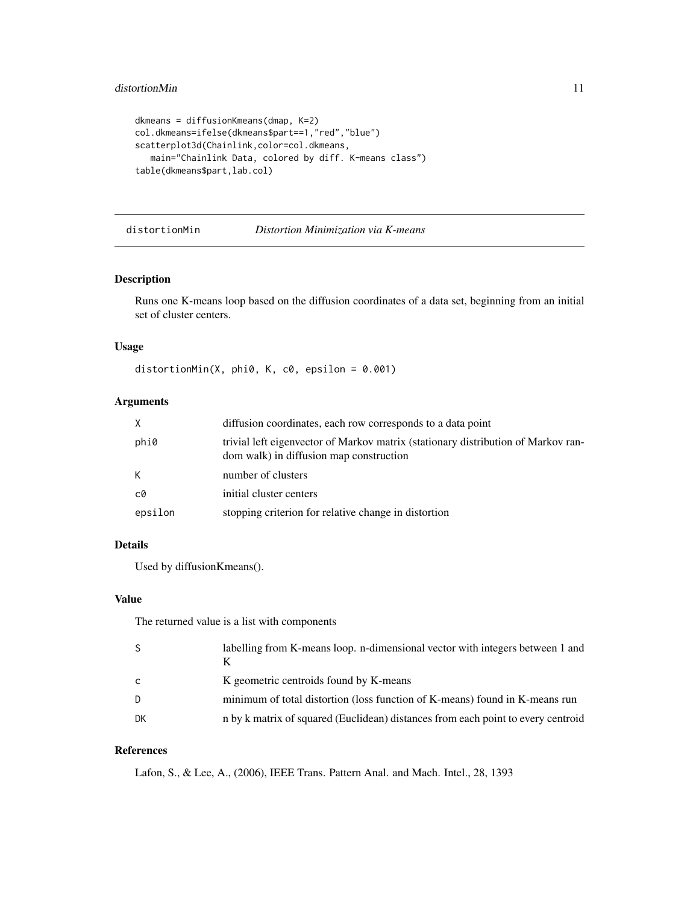```
dkmeans = diffusionKmeans(dmap, K=2)
col.dkmeans=ifelse(dkmeans$part==1,"red","blue")
scatterplot3d(Chainlink,color=col.dkmeans,
   main="Chainlink Data, colored by diff. K-means class")
table(dkmeans$part,lab.col)
```

---

## distortionMin *Distortion Minimization via K-means*

---

### Description

Runs one K-means loop based on the diffusion coordinates of a data set, beginning from an initial set of cluster centers.

### Usage

```
distortionMin(X, phi0, K, c0, epsilon = 0.001)
```

### Arguments

| | |
|---|---|
| X | diffusion coordinates, each row corresponds to a data point |
| phi0 | trivial left eigenvector of Markov matrix (stationary distribution of Markov random walk) in diffusion map construction |
| K | number of clusters |
| c0 | initial cluster centers |
| epsilon | stopping criterion for relative change in distortion |

### Details

Used by diffusionKmeans().

### Value

The returned value is a list with components

| | |
|---|---|
| S | labelling from K-means loop. n-dimensional vector with integers between 1 and K |
| c | K geometric centroids found by K-means |
| D | minimum of total distortion (loss function of K-means) found in K-means run |
| DK | n by k matrix of squared (Euclidean) distances from each point to every centroid |

### References

Lafon, S., & Lee, A., (2006), IEEE Trans. Pattern Anal. and Mach. Intel., 28, 1393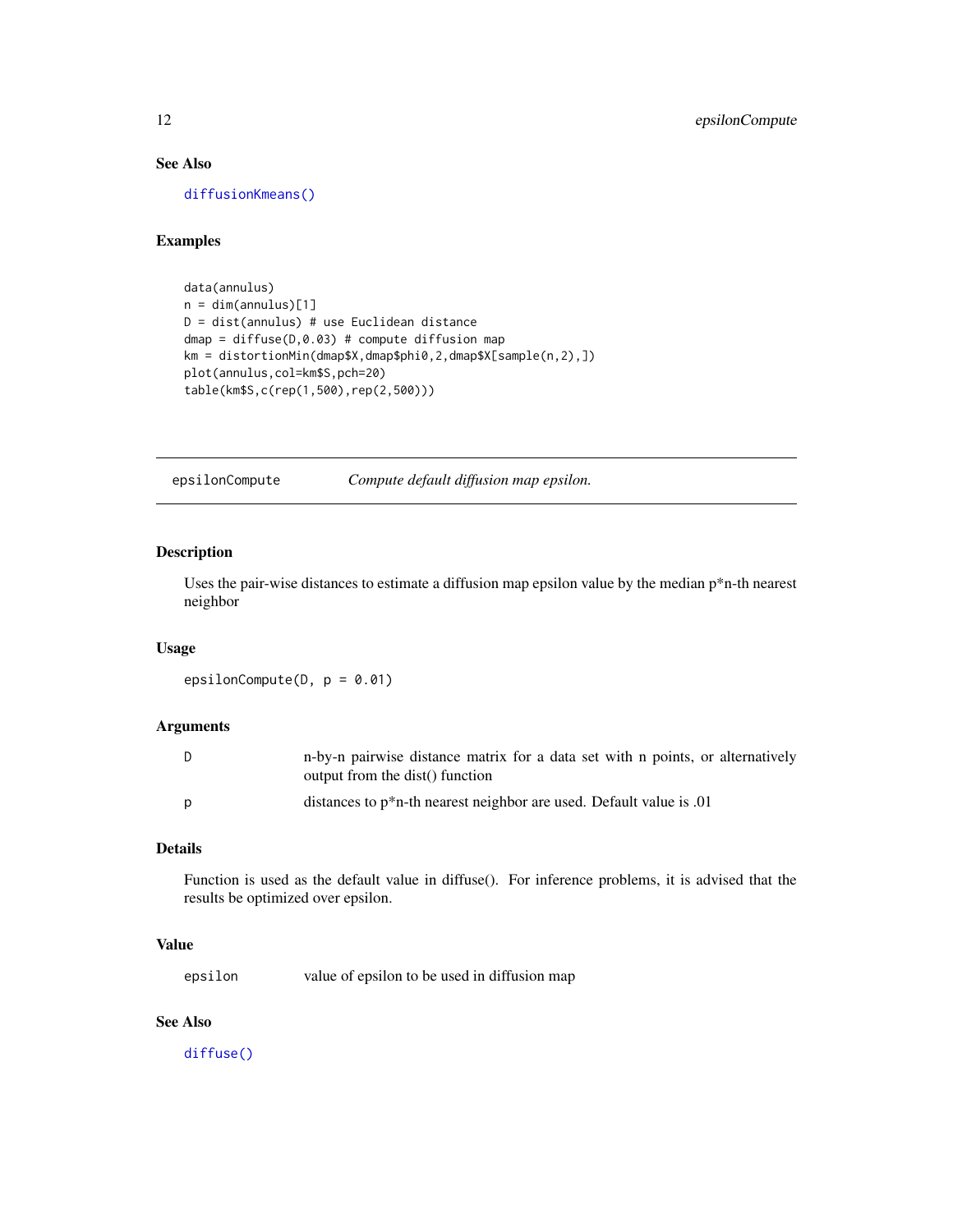### See Also

diffusionKmeans()

### Examples

```
data(annulus)
n = dim(annulus)[1]
D = dist(annulus) # use Euclidean distance
dmap = diffuse(D,0.03) # compute diffusion map
km = distortionMin(dmap$X,dmap$phi0,2,dmap$X[sample(n,2),])
plot(annulus,col=km$S,pch=20)
table(km$S,c(rep(1,500),rep(2,500)))
```

---

## epsilonCompute &nbsp;&nbsp;&nbsp;&nbsp; *Compute default diffusion map epsilon.*

---

### Description

Uses the pair-wise distances to estimate a diffusion map epsilon value by the median p*n-th nearest neighbor

### Usage

```
epsilonCompute(D, p = 0.01)
```

### Arguments

| | |
|---|---|
| D | n-by-n pairwise distance matrix for a data set with n points, or alternatively output from the dist() function |
| p | distances to p*n-th nearest neighbor are used. Default value is .01 |

### Details

Function is used as the default value in diffuse(). For inference problems, it is advised that the results be optimized over epsilon.

### Value

| | |
|---|---|
| epsilon | value of epsilon to be used in diffusion map |

### See Also

diffuse()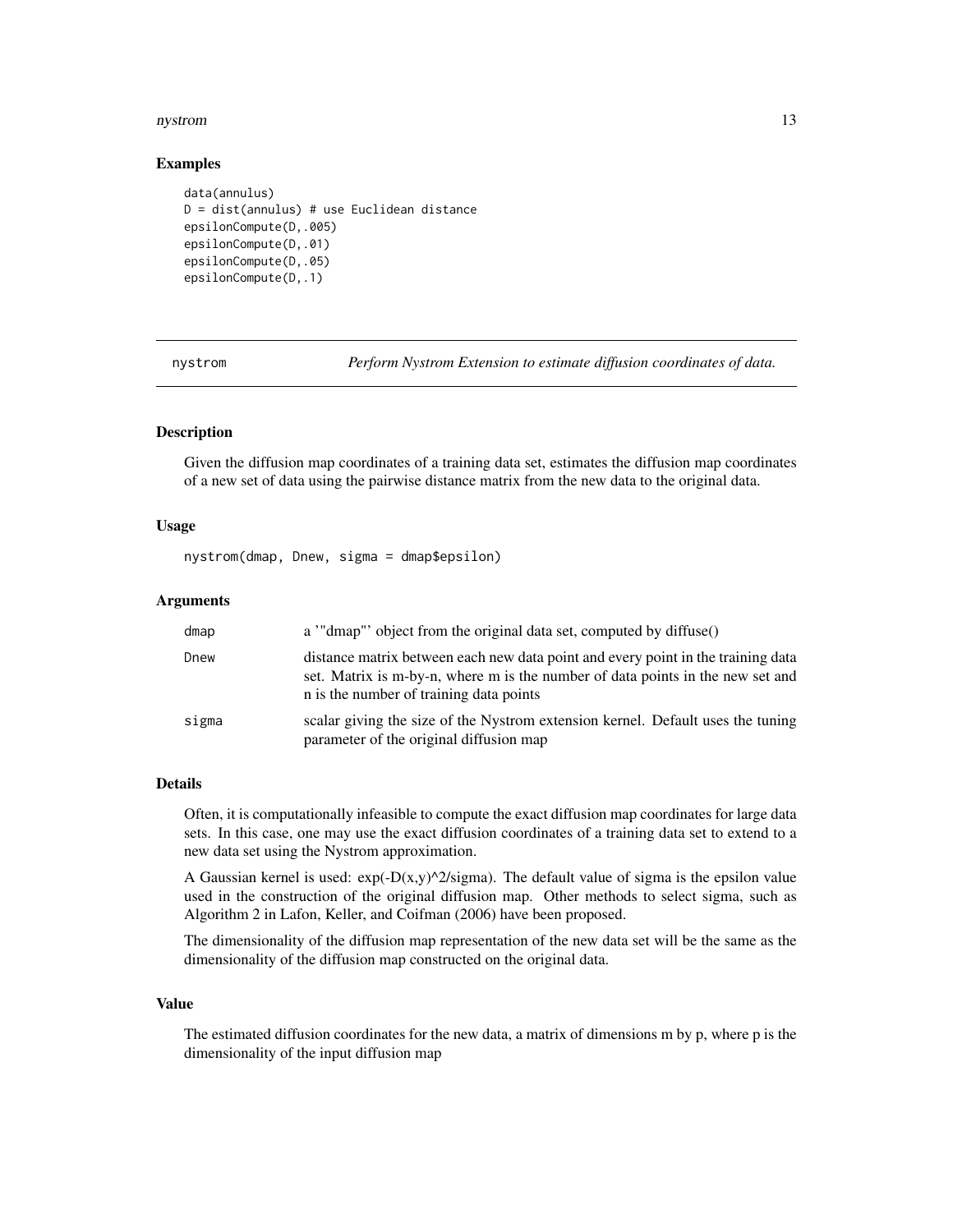### Examples

```
data(annulus)
D = dist(annulus) # use Euclidean distance
epsilonCompute(D,.005)
epsilonCompute(D,.01)
epsilonCompute(D,.05)
epsilonCompute(D,.1)
```

---

## nystrom — *Perform Nystrom Extension to estimate diffusion coordinates of data.*

### Description

Given the diffusion map coordinates of a training data set, estimates the diffusion map coordinates of a new set of data using the pairwise distance matrix from the new data to the original data.

### Usage

```
nystrom(dmap, Dnew, sigma = dmap$epsilon)
```

### Arguments

| | |
|---|---|
| dmap | a '"dmap"' object from the original data set, computed by diffuse() |
| Dnew | distance matrix between each new data point and every point in the training data set. Matrix is m-by-n, where m is the number of data points in the new set and n is the number of training data points |
| sigma | scalar giving the size of the Nystrom extension kernel. Default uses the tuning parameter of the original diffusion map |

### Details

Often, it is computationally infeasible to compute the exact diffusion map coordinates for large data sets. In this case, one may use the exact diffusion coordinates of a training data set to extend to a new data set using the Nystrom approximation.

A Gaussian kernel is used: exp(-D(x,y)^2/sigma). The default value of sigma is the epsilon value used in the construction of the original diffusion map. Other methods to select sigma, such as Algorithm 2 in Lafon, Keller, and Coifman (2006) have been proposed.

The dimensionality of the diffusion map representation of the new data set will be the same as the dimensionality of the diffusion map constructed on the original data.

### Value

The estimated diffusion coordinates for the new data, a matrix of dimensions m by p, where p is the dimensionality of the input diffusion map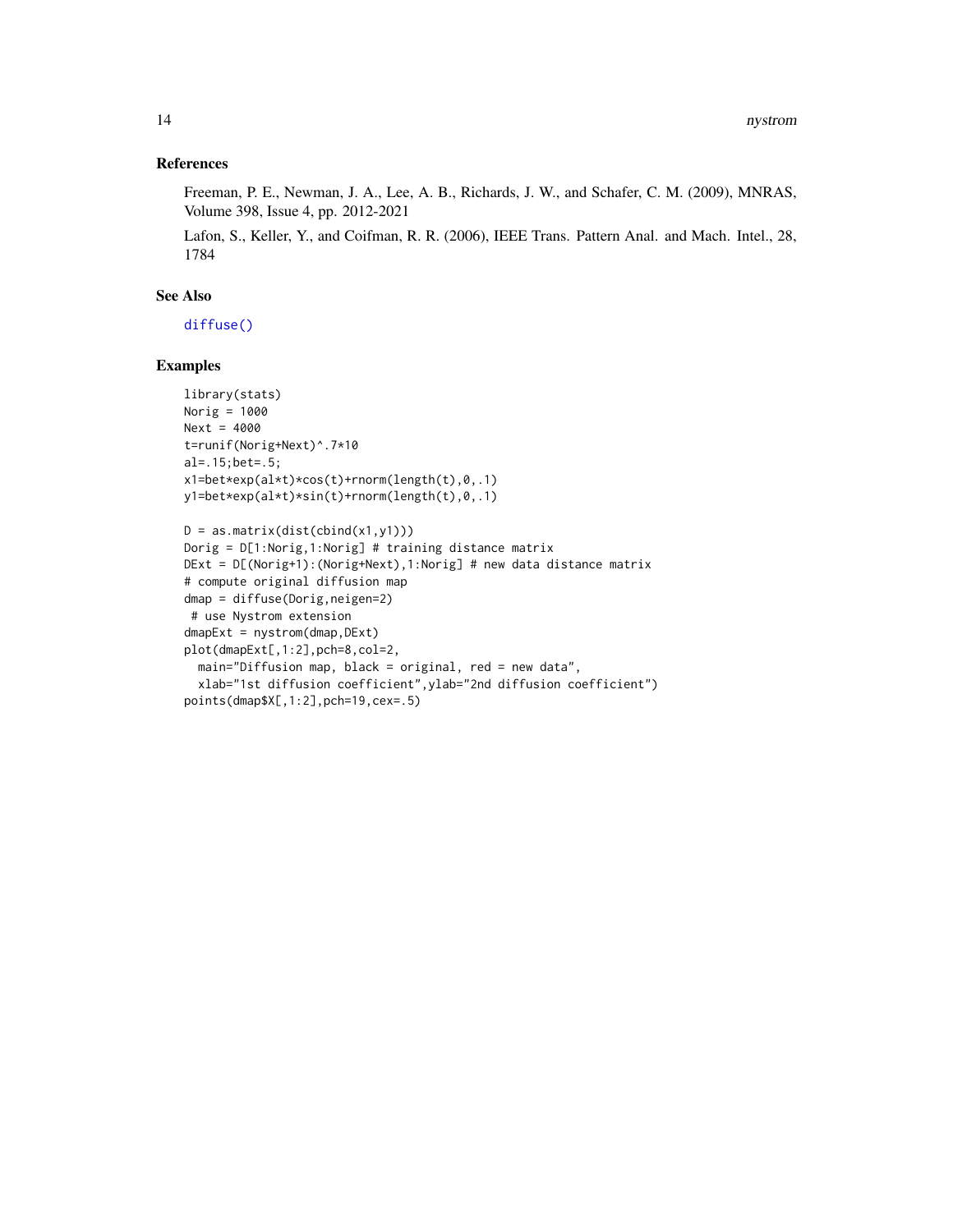## References

Freeman, P. E., Newman, J. A., Lee, A. B., Richards, J. W., and Schafer, C. M. (2009), MNRAS, Volume 398, Issue 4, pp. 2012-2021

Lafon, S., Keller, Y., and Coifman, R. R. (2006), IEEE Trans. Pattern Anal. and Mach. Intel., 28, 1784

## See Also

diffuse()

## Examples

```
library(stats)
Norig = 1000
Next = 4000
t=runif(Norig+Next)^.7*10
al=.15;bet=.5;
x1=bet*exp(al*t)*cos(t)+rnorm(length(t),0,.1)
y1=bet*exp(al*t)*sin(t)+rnorm(length(t),0,.1)

D = as.matrix(dist(cbind(x1,y1)))
Dorig = D[1:Norig,1:Norig] # training distance matrix
DExt = D[(Norig+1):(Norig+Next),1:Norig] # new data distance matrix
# compute original diffusion map
dmap = diffuse(Dorig,neigen=2)
 # use Nystrom extension
dmapExt = nystrom(dmap,DExt)
plot(dmapExt[,1:2],pch=8,col=2,
  main="Diffusion map, black = original, red = new data",
  xlab="1st diffusion coefficient",ylab="2nd diffusion coefficient")
points(dmap$X[,1:2],pch=19,cex=.5)
```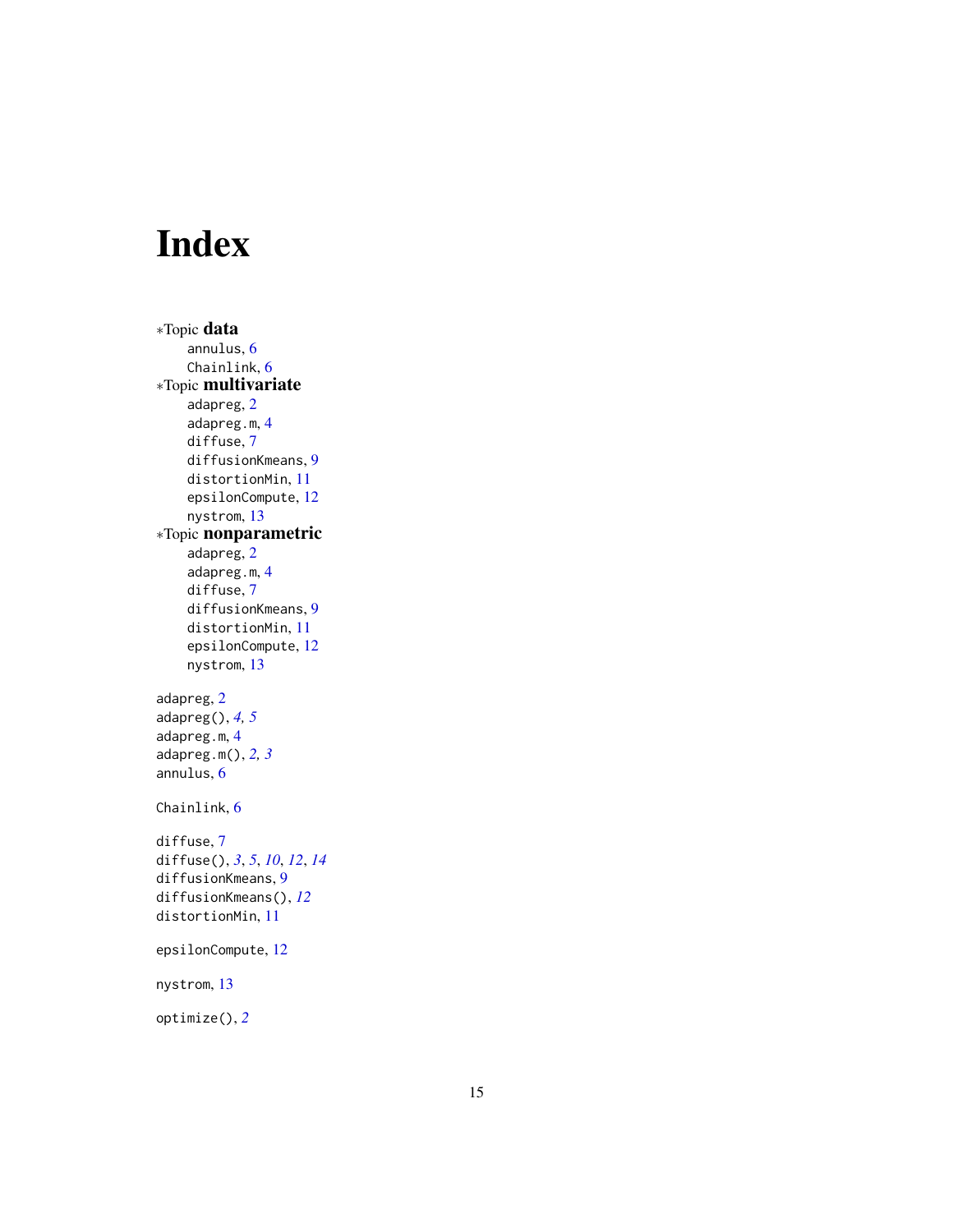# Index

*Topic **data**

- annulus, 6
- Chainlink, 6

*Topic **multivariate**

- adapreg, 2
- adapreg.m, 4
- diffuse, 7
- diffusionKmeans, 9
- distortionMin, 11
- epsilonCompute, 12
- nystrom, 13

*Topic **nonparametric**

- adapreg, 2
- adapreg.m, 4
- diffuse, 7
- diffusionKmeans, 9
- distortionMin, 11
- epsilonCompute, 12
- nystrom, 13

adapreg, 2
adapreg(), *4, 5*
adapreg.m, 4
adapreg.m(), *2, 3*
annulus, 6

Chainlink, 6

diffuse, 7
diffuse(), *3*, *5*, *10*, *12*, *14*
diffusionKmeans, 9
diffusionKmeans(), *12*
distortionMin, 11

epsilonCompute, 12

nystrom, 13

optimize(), *2*